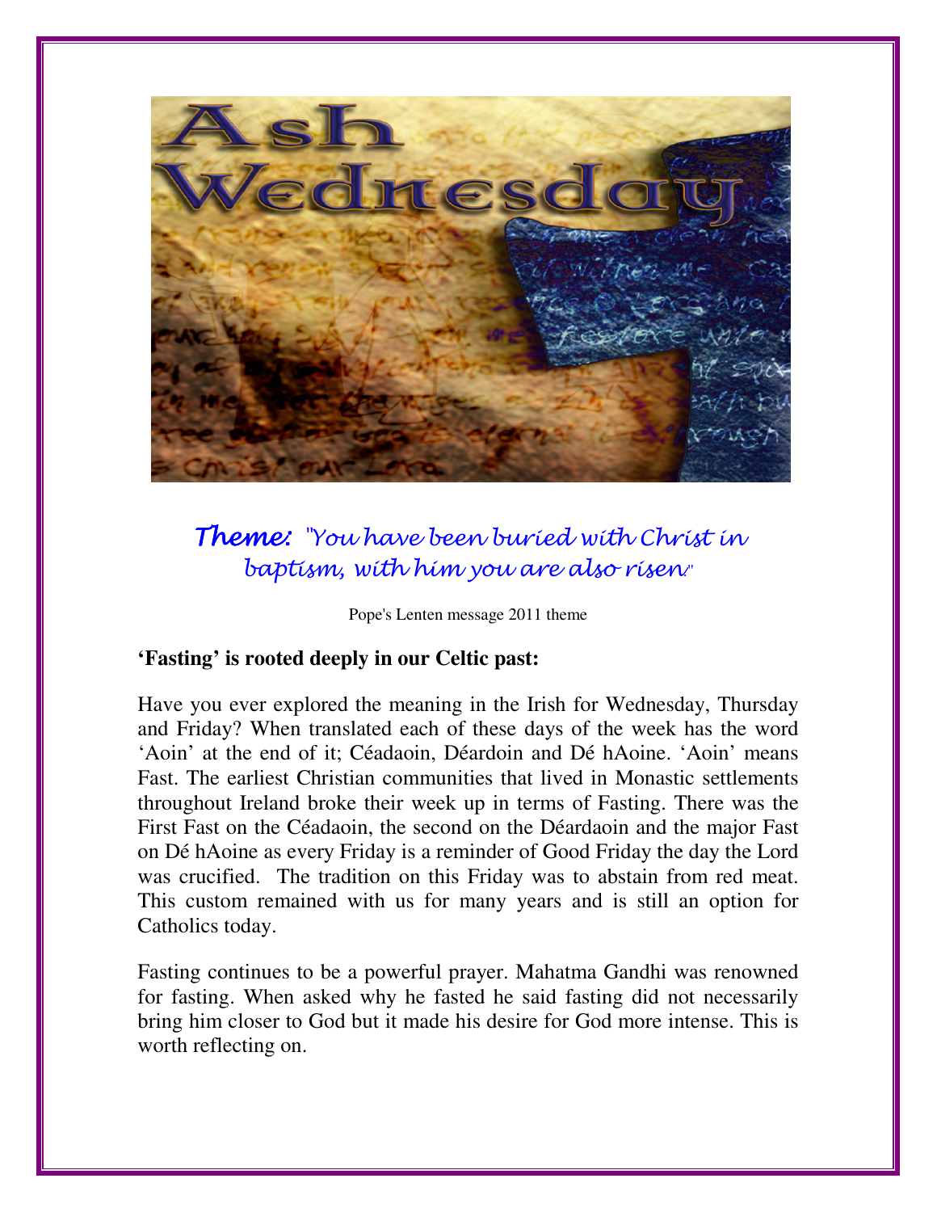***Theme:*** *"You have been buried with Christ in baptism, with him you are also risen."*

Pope's Lenten message 2011 theme

**'Fasting' is rooted deeply in our Celtic past:**

Have you ever explored the meaning in the Irish for Wednesday, Thursday and Friday? When translated each of these days of the week has the word 'Aoin' at the end of it; Céadaoin, Déardoin and Dé hAoine. 'Aoin' means Fast. The earliest Christian communities that lived in Monastic settlements throughout Ireland broke their week up in terms of Fasting. There was the First Fast on the Céadaoin, the second on the Déardaoin and the major Fast on Dé hAoine as every Friday is a reminder of Good Friday the day the Lord was crucified. The tradition on this Friday was to abstain from red meat. This custom remained with us for many years and is still an option for Catholics today.

Fasting continues to be a powerful prayer. Mahatma Gandhi was renowned for fasting. When asked why he fasted he said fasting did not necessarily bring him closer to God but it made his desire for God more intense. This is worth reflecting on.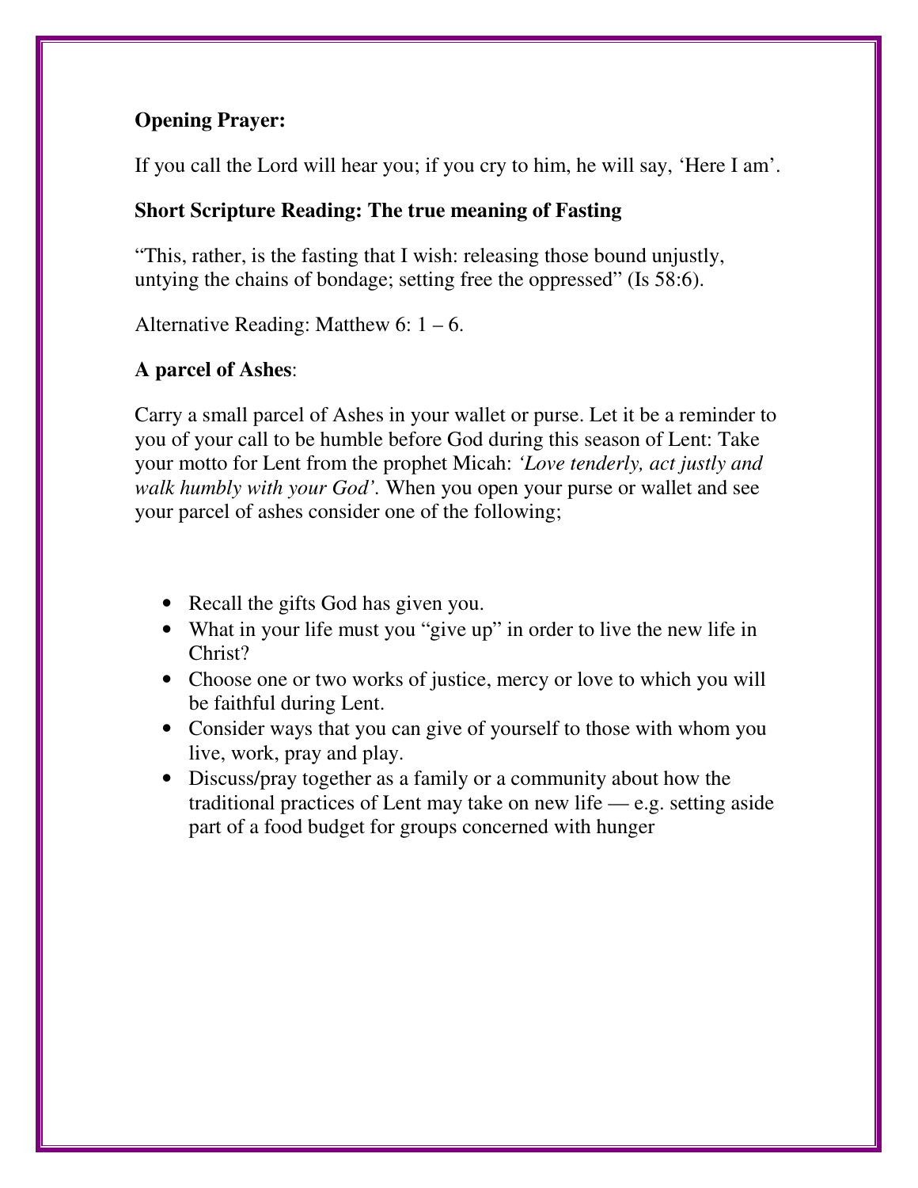**Opening Prayer:**

If you call the Lord will hear you; if you cry to him, he will say, 'Here I am'.

**Short Scripture Reading: The true meaning of Fasting**

"This, rather, is the fasting that I wish: releasing those bound unjustly, untying the chains of bondage; setting free the oppressed" (Is 58:6).

Alternative Reading: Matthew 6: 1 – 6.

**A parcel of Ashes**:

Carry a small parcel of Ashes in your wallet or purse. Let it be a reminder to you of your call to be humble before God during this season of Lent: Take your motto for Lent from the prophet Micah: *'Love tenderly, act justly and walk humbly with your God'*. When you open your purse or wallet and see your parcel of ashes consider one of the following;

- Recall the gifts God has given you.
- What in your life must you "give up" in order to live the new life in Christ?
- Choose one or two works of justice, mercy or love to which you will be faithful during Lent.
- Consider ways that you can give of yourself to those with whom you live, work, pray and play.
- Discuss/pray together as a family or a community about how the traditional practices of Lent may take on new life — e.g. setting aside part of a food budget for groups concerned with hunger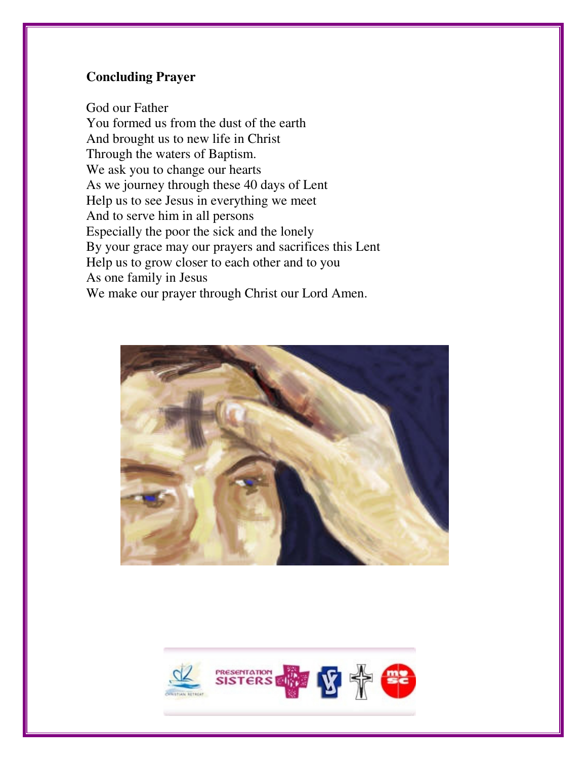**Concluding Prayer**

God our Father
You formed us from the dust of the earth
And brought us to new life in Christ
Through the waters of Baptism.
We ask you to change our hearts
As we journey through these 40 days of Lent
Help us to see Jesus in everything we meet
And to serve him in all persons
Especially the poor the sick and the lonely
By your grace may our prayers and sacrifices this Lent
Help us to grow closer to each other and to you
As one family in Jesus
We make our prayer through Christ our Lord Amen.